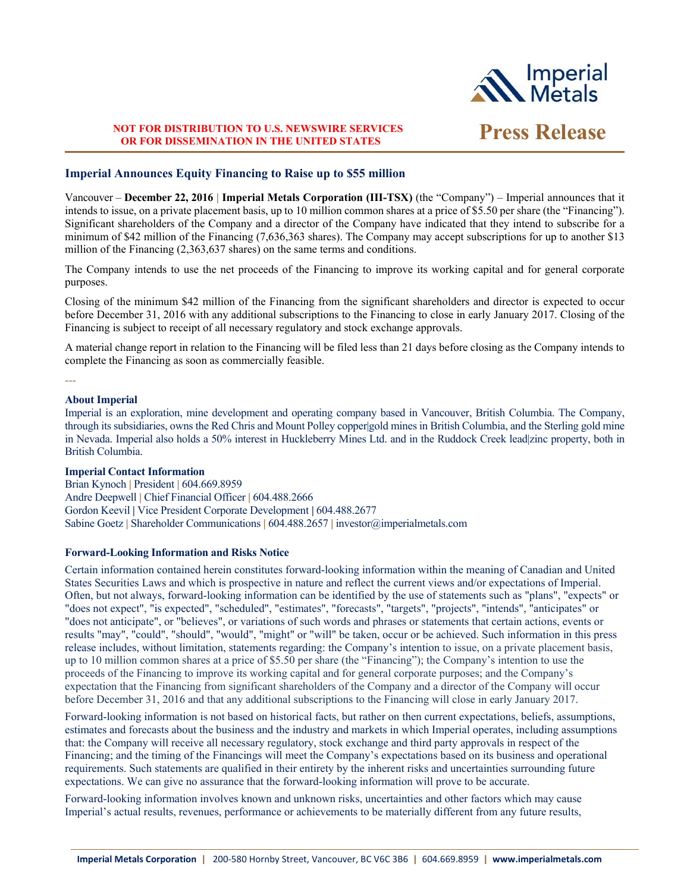**NOT FOR DISTRIBUTION TO U.S. NEWSWIRE SERVICES OR FOR DISSEMINATION IN THE UNITED STATES**

# Press Release

## Imperial Announces Equity Financing to Raise up to $55 million

Vancouver – **December 22, 2016** | **Imperial Metals Corporation (III-TSX)** (the "Company") – Imperial announces that it intends to issue, on a private placement basis, up to 10 million common shares at a price of $5.50 per share (the "Financing"). Significant shareholders of the Company and a director of the Company have indicated that they intend to subscribe for a minimum of $42 million of the Financing (7,636,363 shares). The Company may accept subscriptions for up to another $13 million of the Financing (2,363,637 shares) on the same terms and conditions.

The Company intends to use the net proceeds of the Financing to improve its working capital and for general corporate purposes.

Closing of the minimum $42 million of the Financing from the significant shareholders and director is expected to occur before December 31, 2016 with any additional subscriptions to the Financing to close in early January 2017. Closing of the Financing is subject to receipt of all necessary regulatory and stock exchange approvals.

A material change report in relation to the Financing will be filed less than 21 days before closing as the Company intends to complete the Financing as soon as commercially feasible.

---

### About Imperial

Imperial is an exploration, mine development and operating company based in Vancouver, British Columbia. The Company, through its subsidiaries, owns the Red Chris and Mount Polley copper|gold mines in British Columbia, and the Sterling gold mine in Nevada. Imperial also holds a 50% interest in Huckleberry Mines Ltd. and in the Ruddock Creek lead|zinc property, both in British Columbia.

### Imperial Contact Information

Brian Kynoch | President | 604.669.8959
Andre Deepwell | Chief Financial Officer | 604.488.2666
Gordon Keevil | Vice President Corporate Development | 604.488.2677
Sabine Goetz | Shareholder Communications | 604.488.2657 | investor@imperialmetals.com

### Forward-Looking Information and Risks Notice

Certain information contained herein constitutes forward-looking information within the meaning of Canadian and United States Securities Laws and which is prospective in nature and reflect the current views and/or expectations of Imperial. Often, but not always, forward-looking information can be identified by the use of statements such as "plans", "expects" or "does not expect", "is expected", "scheduled", "estimates", "forecasts", "targets", "projects", "intends", "anticipates" or "does not anticipate", or "believes", or variations of such words and phrases or statements that certain actions, events or results "may", "could", "should", "would", "might" or "will" be taken, occur or be achieved. Such information in this press release includes, without limitation, statements regarding: the Company's intention to issue, on a private placement basis, up to 10 million common shares at a price of $5.50 per share (the "Financing"); the Company's intention to use the proceeds of the Financing to improve its working capital and for general corporate purposes; and the Company's expectation that the Financing from significant shareholders of the Company and a director of the Company will occur before December 31, 2016 and that any additional subscriptions to the Financing will close in early January 2017.

Forward-looking information is not based on historical facts, but rather on then current expectations, beliefs, assumptions, estimates and forecasts about the business and the industry and markets in which Imperial operates, including assumptions that: the Company will receive all necessary regulatory, stock exchange and third party approvals in respect of the Financing; and the timing of the Financings will meet the Company's expectations based on its business and operational requirements. Such statements are qualified in their entirety by the inherent risks and uncertainties surrounding future expectations. We can give no assurance that the forward-looking information will prove to be accurate.

Forward-looking information involves known and unknown risks, uncertainties and other factors which may cause Imperial's actual results, revenues, performance or achievements to be materially different from any future results,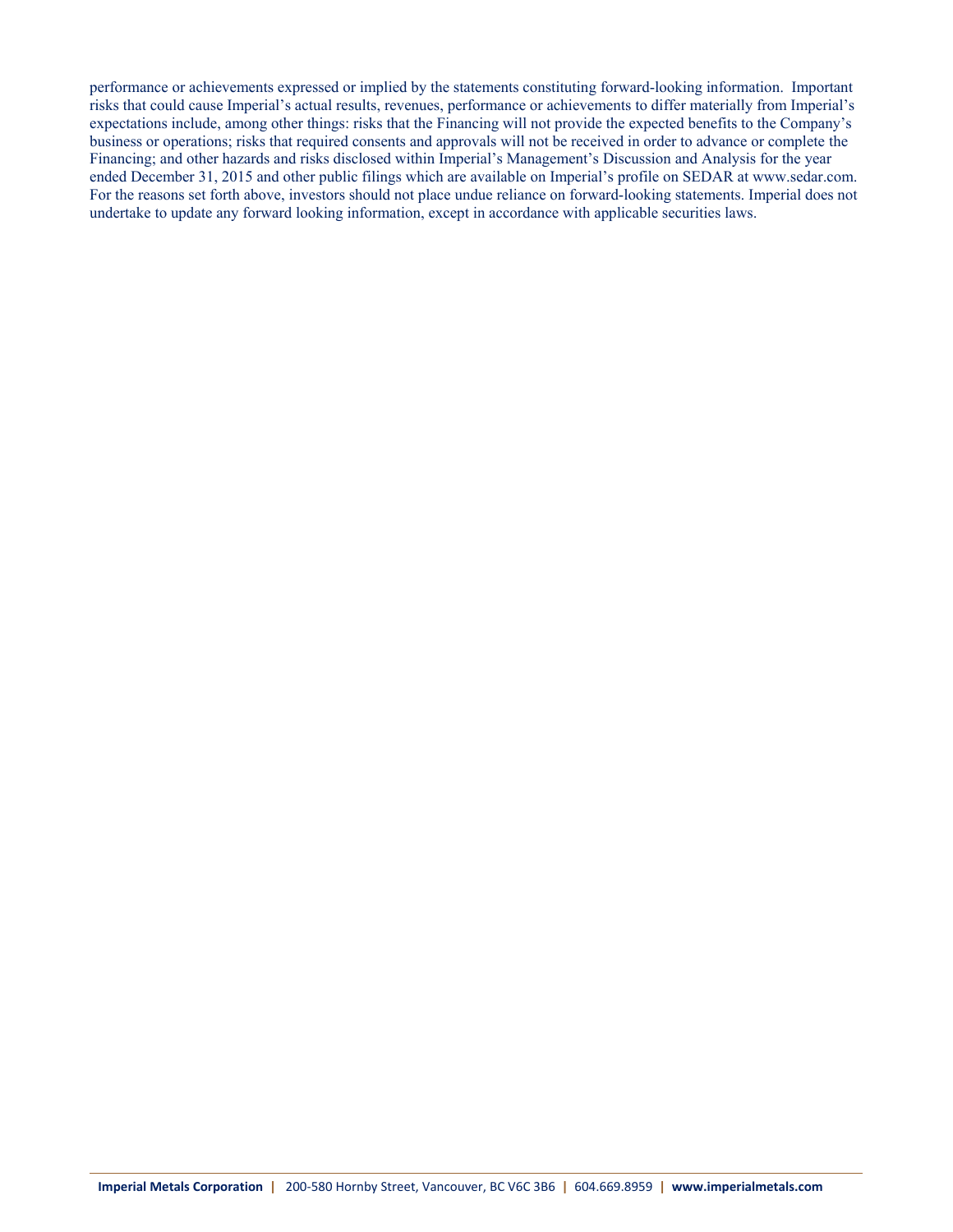performance or achievements expressed or implied by the statements constituting forward-looking information. Important risks that could cause Imperial's actual results, revenues, performance or achievements to differ materially from Imperial's expectations include, among other things: risks that the Financing will not provide the expected benefits to the Company's business or operations; risks that required consents and approvals will not be received in order to advance or complete the Financing; and other hazards and risks disclosed within Imperial's Management's Discussion and Analysis for the year ended December 31, 2015 and other public filings which are available on Imperial's profile on SEDAR at www.sedar.com. For the reasons set forth above, investors should not place undue reliance on forward-looking statements. Imperial does not undertake to update any forward looking information, except in accordance with applicable securities laws.